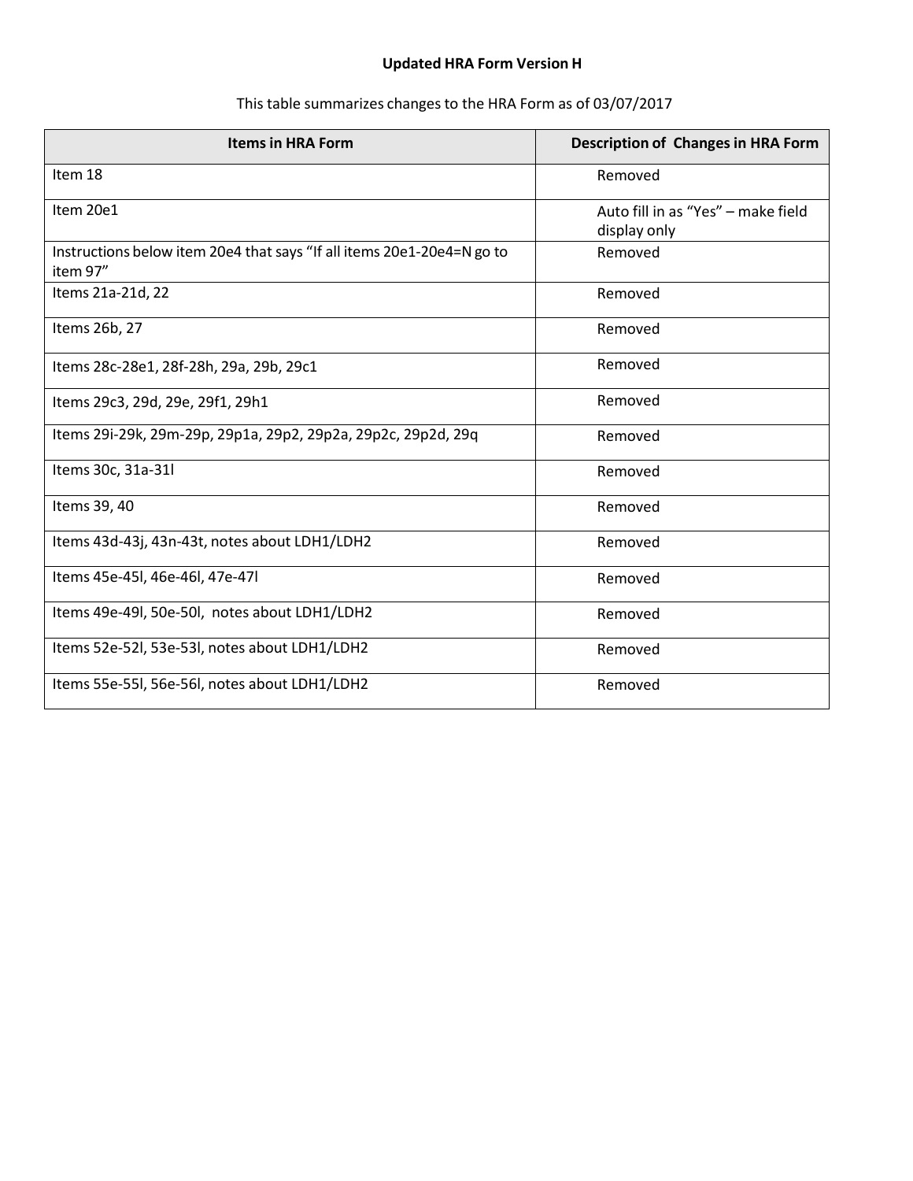**Updated HRA Form Version H**

This table summarizes changes to the HRA Form as of 03/07/2017

| Items in HRA Form | Description of Changes in HRA Form |
|---|---|
| Item 18 | Removed |
| Item 20e1 | Auto fill in as "Yes" – make field display only |
| Instructions below item 20e4 that says "If all items 20e1-20e4=N go to item 97" | Removed |
| Items 21a-21d, 22 | Removed |
| Items 26b, 27 | Removed |
| Items 28c-28e1, 28f-28h, 29a, 29b, 29c1 | Removed |
| Items 29c3, 29d, 29e, 29f1, 29h1 | Removed |
| Items 29i-29k, 29m-29p, 29p1a, 29p2, 29p2a, 29p2c, 29p2d, 29q | Removed |
| Items 30c, 31a-31l | Removed |
| Items 39, 40 | Removed |
| Items 43d-43j, 43n-43t, notes about LDH1/LDH2 | Removed |
| Items 45e-45l, 46e-46l, 47e-47l | Removed |
| Items 49e-49l, 50e-50l, notes about LDH1/LDH2 | Removed |
| Items 52e-52l, 53e-53l, notes about LDH1/LDH2 | Removed |
| Items 55e-55l, 56e-56l, notes about LDH1/LDH2 | Removed |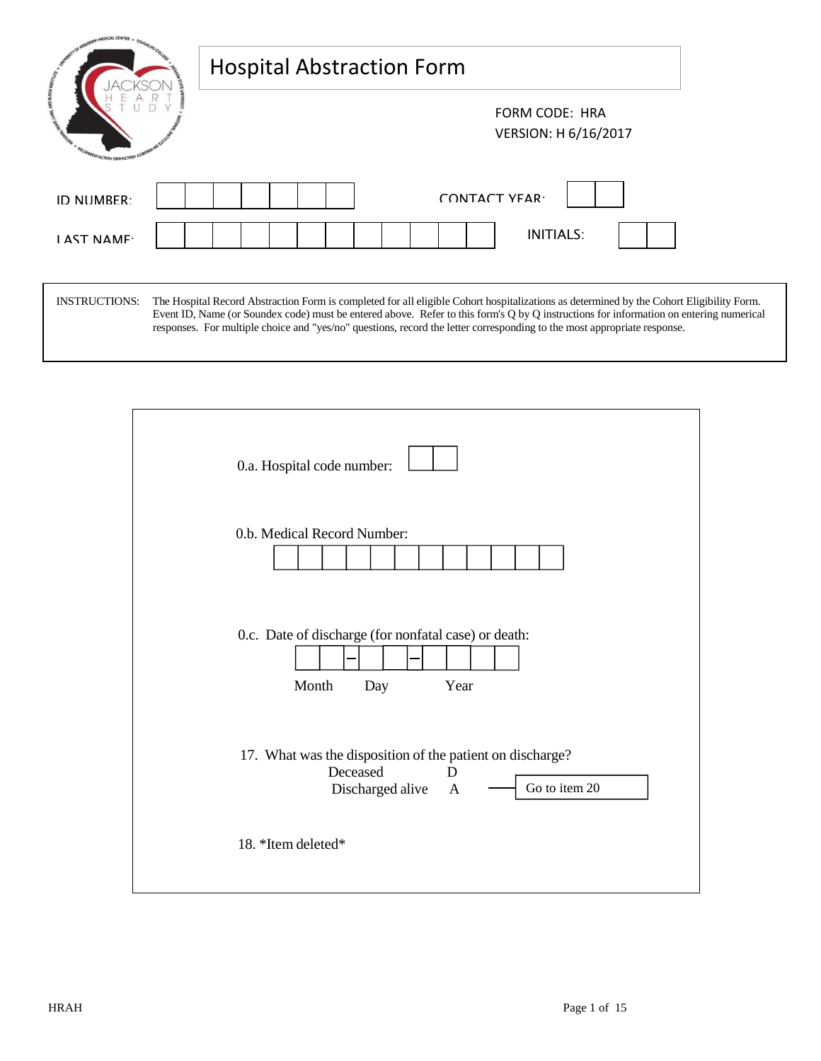# Hospital Abstraction Form

FORM CODE: HRA
VERSION: H 6/16/2017

ID NUMBER: [ ][ ][ ][ ][ ][ ][ ]    CONTACT YEAR: [ ][ ]

LAST NAME: [ ][ ][ ][ ][ ][ ][ ][ ][ ][ ][ ][ ]    INITIALS: [ ][ ]

INSTRUCTIONS: The Hospital Record Abstraction Form is completed for all eligible Cohort hospitalizations as determined by the Cohort Eligibility Form. Event ID, Name (or Soundex code) must be entered above. Refer to this form's Q by Q instructions for information on entering numerical responses. For multiple choice and "yes/no" questions, record the letter corresponding to the most appropriate response.

0.a. Hospital code number: [ ][ ]

0.b. Medical Record Number:

[ ][ ][ ][ ][ ][ ][ ][ ][ ][ ][ ][ ]

0.c. Date of discharge (for nonfatal case) or death:

[ ][ ] – [ ][ ] – [ ][ ][ ][ ]

Month    Day    Year

17. What was the disposition of the patient on discharge?

- Deceased D
- Discharged alive A → Go to item 20

18. *Item deleted*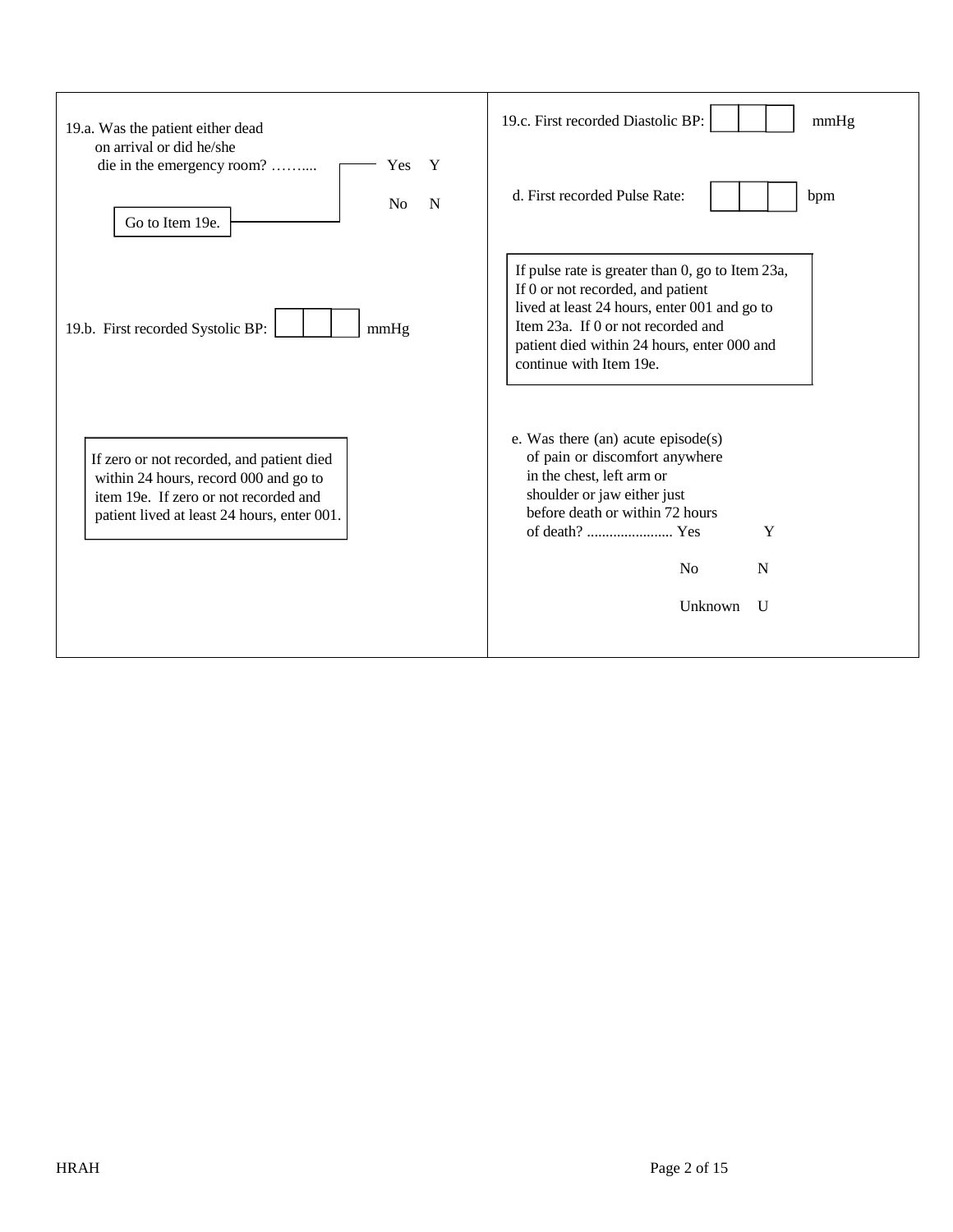19.a. Was the patient either dead on arrival or did he/she die in the emergency room? ……....

Yes Y

No N

Go to Item 19e.

19.b. First recorded Systolic BP: ☐☐☐ mmHg

If zero or not recorded, and patient died within 24 hours, record 000 and go to item 19e. If zero or not recorded and patient lived at least 24 hours, enter 001.

19.c. First recorded Diastolic BP: ☐☐☐ mmHg

d. First recorded Pulse Rate: ☐☐☐ bpm

If pulse rate is greater than 0, go to Item 23a, If 0 or not recorded, and patient lived at least 24 hours, enter 001 and go to Item 23a. If 0 or not recorded and patient died within 24 hours, enter 000 and continue with Item 19e.

e. Was there (an) acute episode(s) of pain or discomfort anywhere in the chest, left arm or shoulder or jaw either just before death or within 72 hours of death? ....................... Yes Y

No N

Unknown U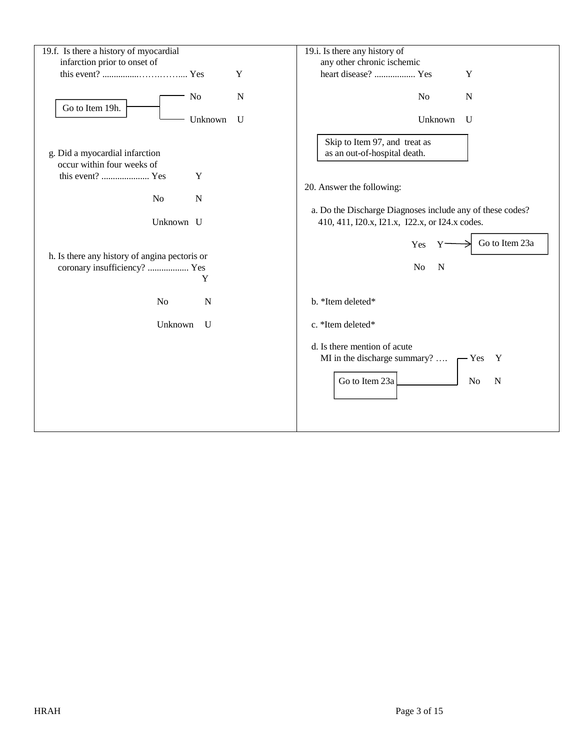19.f. Is there a history of myocardial infarction prior to onset of this event? ................……….…….... Yes Y

No N

Unknown U

Go to Item 19h.

g. Did a myocardial infarction occur within four weeks of this event? ..................... Yes Y

No N

Unknown U

h. Is there any history of angina pectoris or coronary insufficiency? .................. Yes Y

No N

Unknown U

19.i. Is there any history of any other chronic ischemic heart disease? .................. Yes Y

No N

Unknown U

Skip to Item 97, and treat as as an out-of-hospital death.

20. Answer the following:

a. Do the Discharge Diagnoses include any of these codes? 410, 411, I20.x, I21.x, I22.x, or I24.x codes.

Yes Y → Go to Item 23a

No N

b. *Item deleted*

c. *Item deleted*

d. Is there mention of acute MI in the discharge summary? …. Yes Y

No N

Go to Item 23a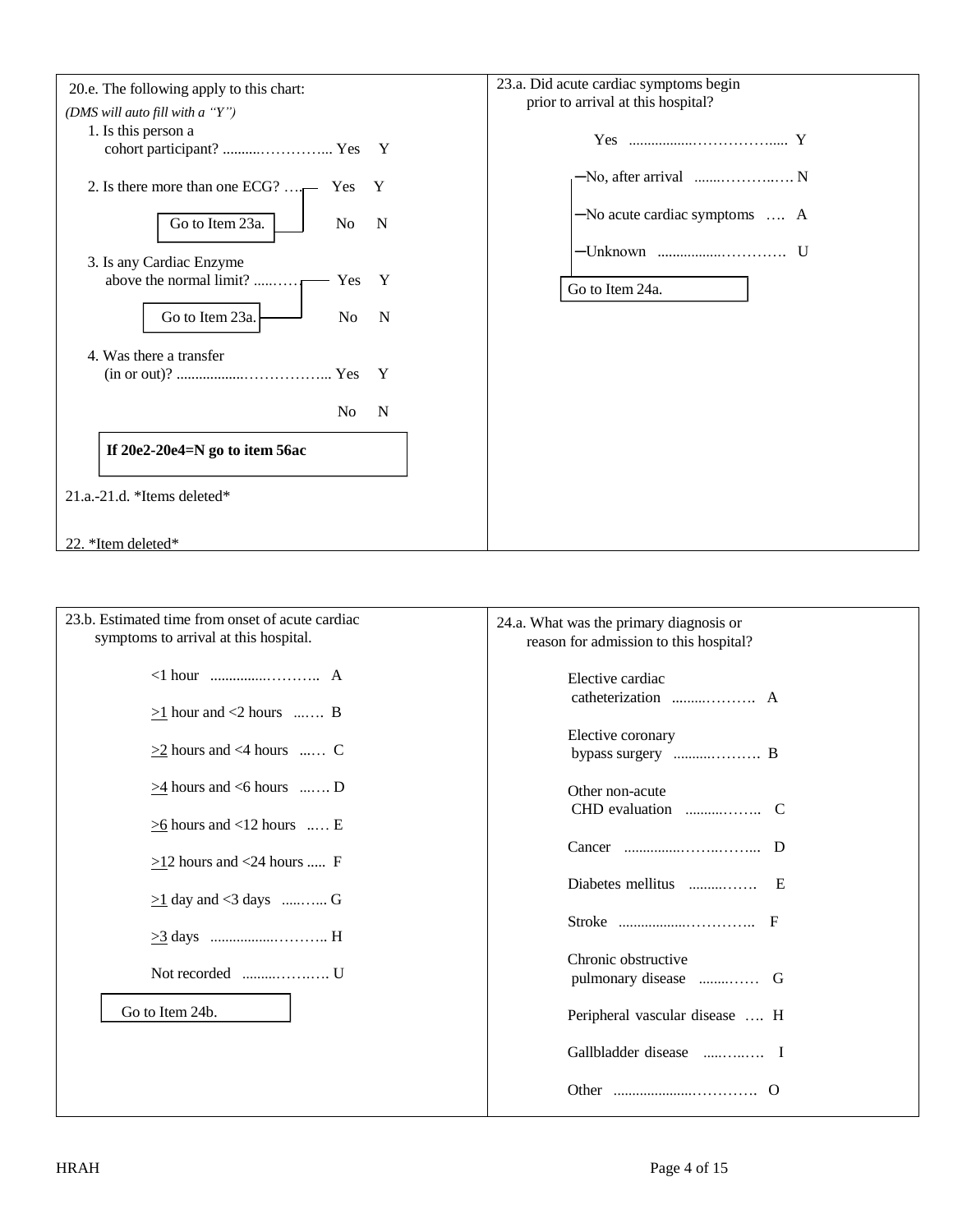20.e. The following apply to this chart:

*(DMS will auto fill with a "Y")*

1. Is this person a cohort participant? .......................... Yes Y
2. Is there more than one ECG? .... Yes Y

   Go to Item 23a. No N
3. Is any Cardiac Enzyme above the normal limit? .......... Yes Y

   Go to Item 23a. No N
4. Was there a transfer (in or out)? ................................ Yes Y

   No N

**If 20e2-20e4=N go to item 56ac**

21.a.-21.d. *Items deleted*

22. *Item deleted*

23.a. Did acute cardiac symptoms begin prior to arrival at this hospital?

Yes .................................. Y

No, after arrival ...................... N

No acute cardiac symptoms .... A

Unknown ............................ U

Go to Item 24a.

23.b. Estimated time from onset of acute cardiac symptoms to arrival at this hospital.

<1 hour ......................... A

≥1 hour and <2 hours ....... B

≥2 hours and <4 hours ...... C

≥4 hours and <6 hours ...... D

≥6 hours and <12 hours ..... E

≥12 hours and <24 hours ..... F

≥1 day and <3 days .......... G

≥3 days ............................ H

Not recorded .................. U

Go to Item 24b.

24.a. What was the primary diagnosis or reason for admission to this hospital?

Elective cardiac catheterization .................. A

Elective coronary bypass surgery ................. B

Other non-acute CHD evaluation ................. C

Cancer ................................... D

Diabetes mellitus ............... E

Stroke ................................. F

Chronic obstructive pulmonary disease ........... G

Peripheral vascular disease .... H

Gallbladder disease ............. I

Other ................................. O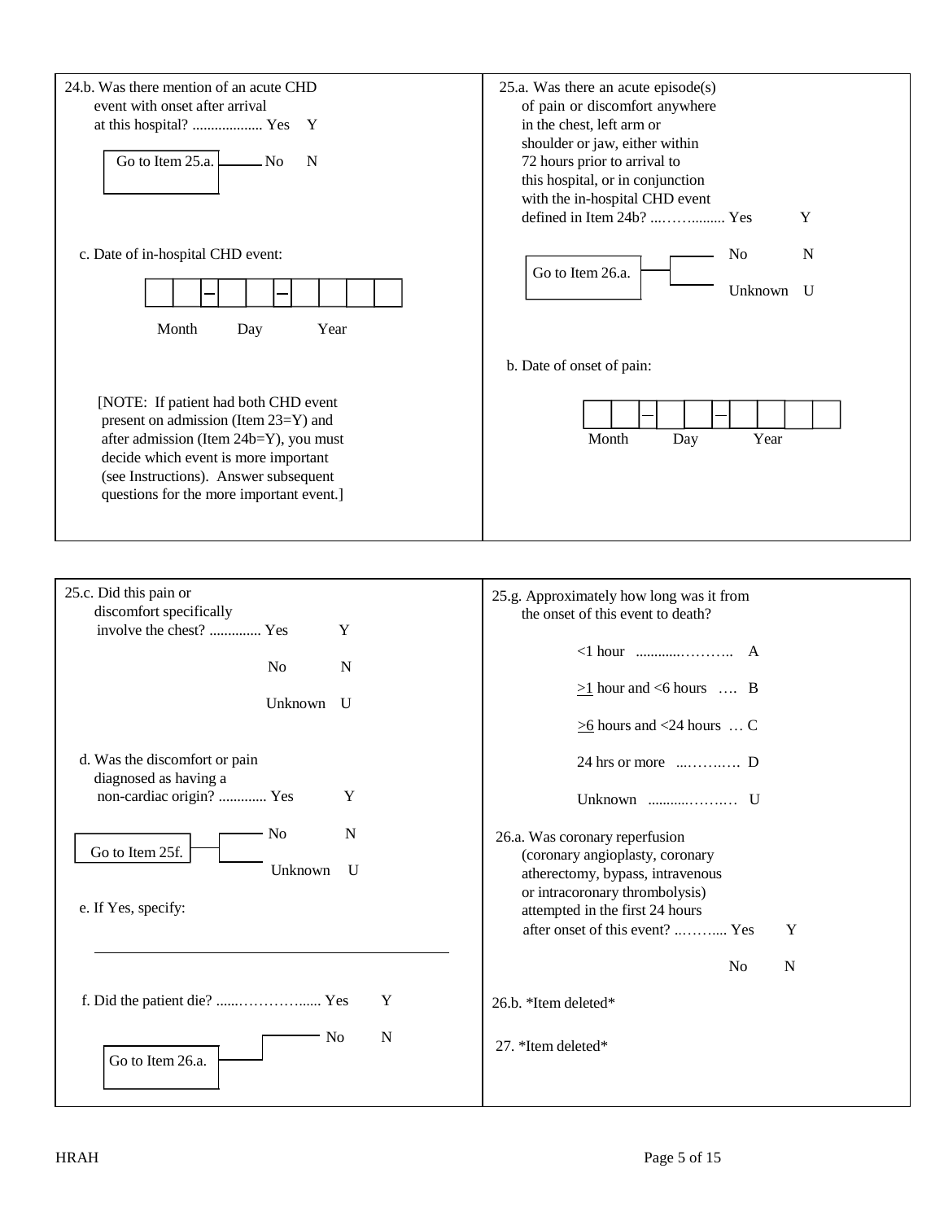24.b. Was there mention of an acute CHD event with onset after arrival at this hospital? ................... Yes Y

Go to Item 25.a. ——— No N

c. Date of in-hospital CHD event:

| | | | | | | | | | |
|---|---|---|---|---|---|---|---|---|---|
| | | – | | | – | | | | |

Month Day Year

[NOTE: If patient had both CHD event present on admission (Item 23=Y) and after admission (Item 24b=Y), you must decide which event is more important (see Instructions). Answer subsequent questions for the more important event.]

25.a. Was there an acute episode(s) of pain or discomfort anywhere in the chest, left arm or shoulder or jaw, either within 72 hours prior to arrival to this hospital, or in conjunction with the in-hospital CHD event defined in Item 24b? ....…….......... Yes Y

Go to Item 26.a. ——— No N
Unknown U

b. Date of onset of pain:

| | | | | | | | | | |
|---|---|---|---|---|---|---|---|---|---|
| | | – | | | – | | | | |

Month Day Year

25.c. Did this pain or discomfort specifically involve the chest? .............. Yes Y

No N

Unknown U

d. Was the discomfort or pain diagnosed as having a non-cardiac origin? ............. Yes Y

Go to Item 25f. ——— No N
Unknown U

e. If Yes, specify:

\_\_\_\_\_\_\_\_\_\_\_\_\_\_\_\_\_\_\_\_\_\_\_\_\_\_\_\_\_\_\_\_\_\_\_\_\_\_\_\_

f. Did the patient die? ......…………...... Yes Y

Go to Item 26.a. ——— No N

25.g. Approximately how long was it from the onset of this event to death?

<1 hour ............……….. A

$\geq$1 hour and <6 hours …. B

$\geq$6 hours and <24 hours … C

24 hrs or more ...……..…. D

Unknown ...........……..… U

26.a. Was coronary reperfusion (coronary angioplasty, coronary atherectomy, bypass, intravenous or intracoronary thrombolysis) attempted in the first 24 hours after onset of this event? ..……..... Yes Y

No N

26.b. *Item deleted*

27. *Item deleted*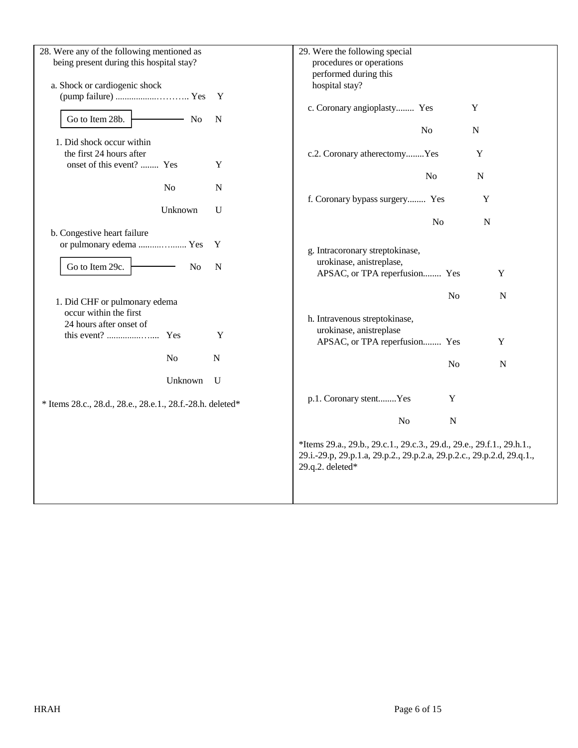28. Were any of the following mentioned as being present during this hospital stay?

a. Shock or cardiogenic shock (pump failure) .................……….. Yes Y

Go to Item 28b. ——— No N

1. Did shock occur within the first 24 hours after onset of this event? ........ Yes Y

No N

Unknown U

b. Congestive heart failure or pulmonary edema ..........…....... Yes Y

Go to Item 29c. ——— No N

1. Did CHF or pulmonary edema occur within the first 24 hours after onset of this event? ..............….... Yes Y

No N

Unknown U

* Items 28.c., 28.d., 28.e., 28.e.1., 28.f.-28.h. deleted*

29. Were the following special procedures or operations performed during this hospital stay?

c. Coronary angioplasty........ Yes Y

No N

c.2. Coronary atherectomy........Yes Y

No N

f. Coronary bypass surgery........ Yes Y

No N

g. Intracoronary streptokinase, urokinase, anistreplase, APSAC, or TPA reperfusion........ Yes Y

No N

h. Intravenous streptokinase, urokinase, anistreplase APSAC, or TPA reperfusion........ Yes Y

No N

p.1. Coronary stent........Yes Y

No N

*Items 29.a., 29.b., 29.c.1., 29.c.3., 29.d., 29.e., 29.f.1., 29.h.1., 29.i.-29.p, 29.p.1.a, 29.p.2., 29.p.2.a, 29.p.2.c., 29.p.2.d, 29.q.1., 29.q.2. deleted*

HRAH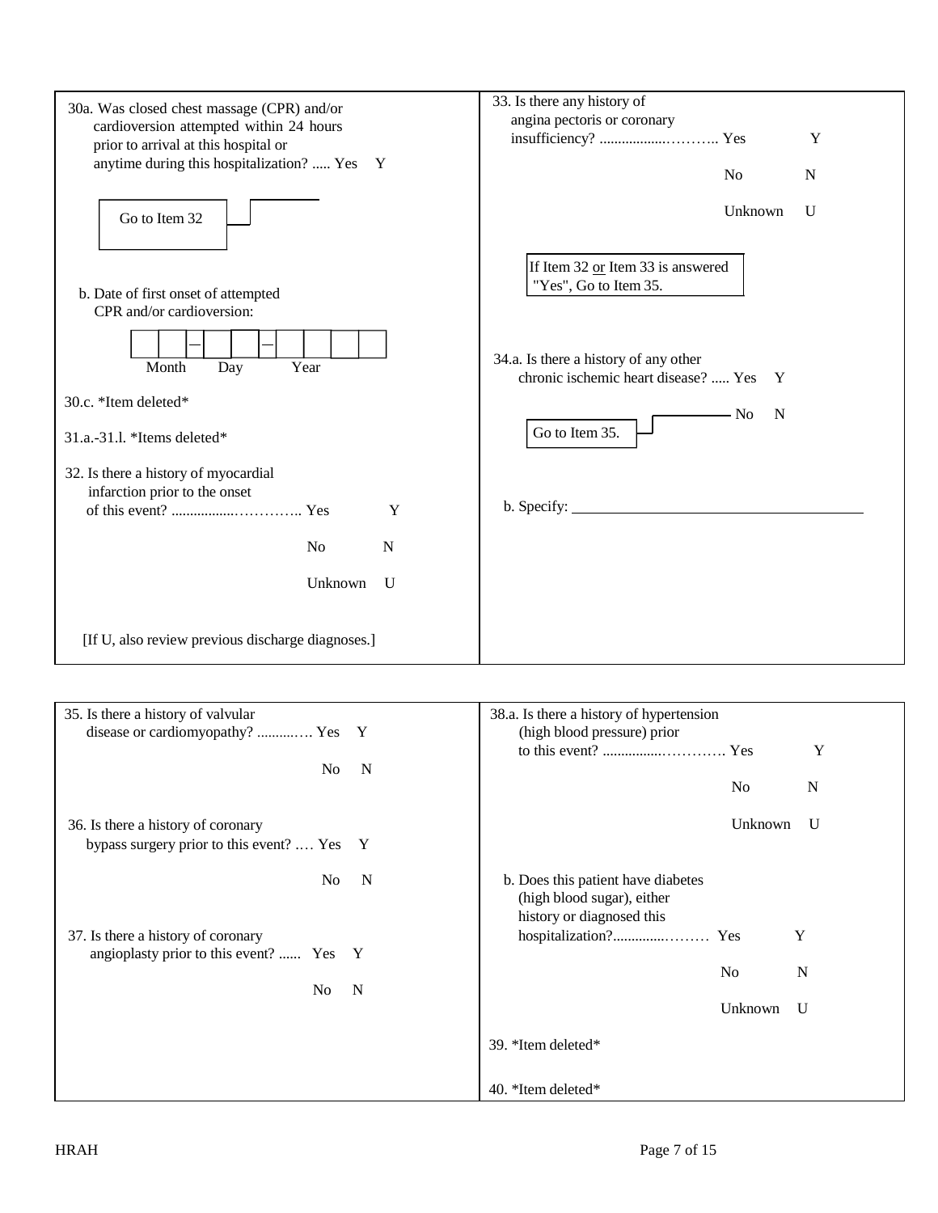30a. Was closed chest massage (CPR) and/or cardioversion attempted within 24 hours prior to arrival at this hospital or anytime during this hospitalization? ..... Yes Y

Go to Item 32

b. Date of first onset of attempted CPR and/or cardioversion:

| | | | | | | | | | |
|---|---|---|---|---|---|---|---|---|---|
| | | — | | | — | | | | |
| Month | | | Day | | | Year | | | |

30.c. *Item deleted*

31.a.-31.l. *Items deleted*

32. Is there a history of myocardial infarction prior to the onset of this event? ................………….. Yes Y

No N

Unknown U

[If U, also review previous discharge diagnoses.]

33. Is there any history of angina pectoris or coronary insufficiency? .................……….. Yes Y

No N

Unknown U

If Item 32 or Item 33 is answered "Yes", Go to Item 35.

34.a. Is there a history of any other chronic ischemic heart disease? ..... Yes Y

No N

Go to Item 35.

b. Specify: ______________________________________

35. Is there a history of valvular disease or cardiomyopathy? ..........…. Yes Y

No N

36. Is there a history of coronary bypass surgery prior to this event? .… Yes Y

No N

37. Is there a history of coronary angioplasty prior to this event? ...... Yes Y

No N

38.a. Is there a history of hypertension (high blood pressure) prior to this event? ...............…………. Yes Y

No N

Unknown U

b. Does this patient have diabetes (high blood sugar), either history or diagnosed this hospitalization?.............……… Yes Y

No N

Unknown U

39. *Item deleted*

40. *Item deleted*

HRAH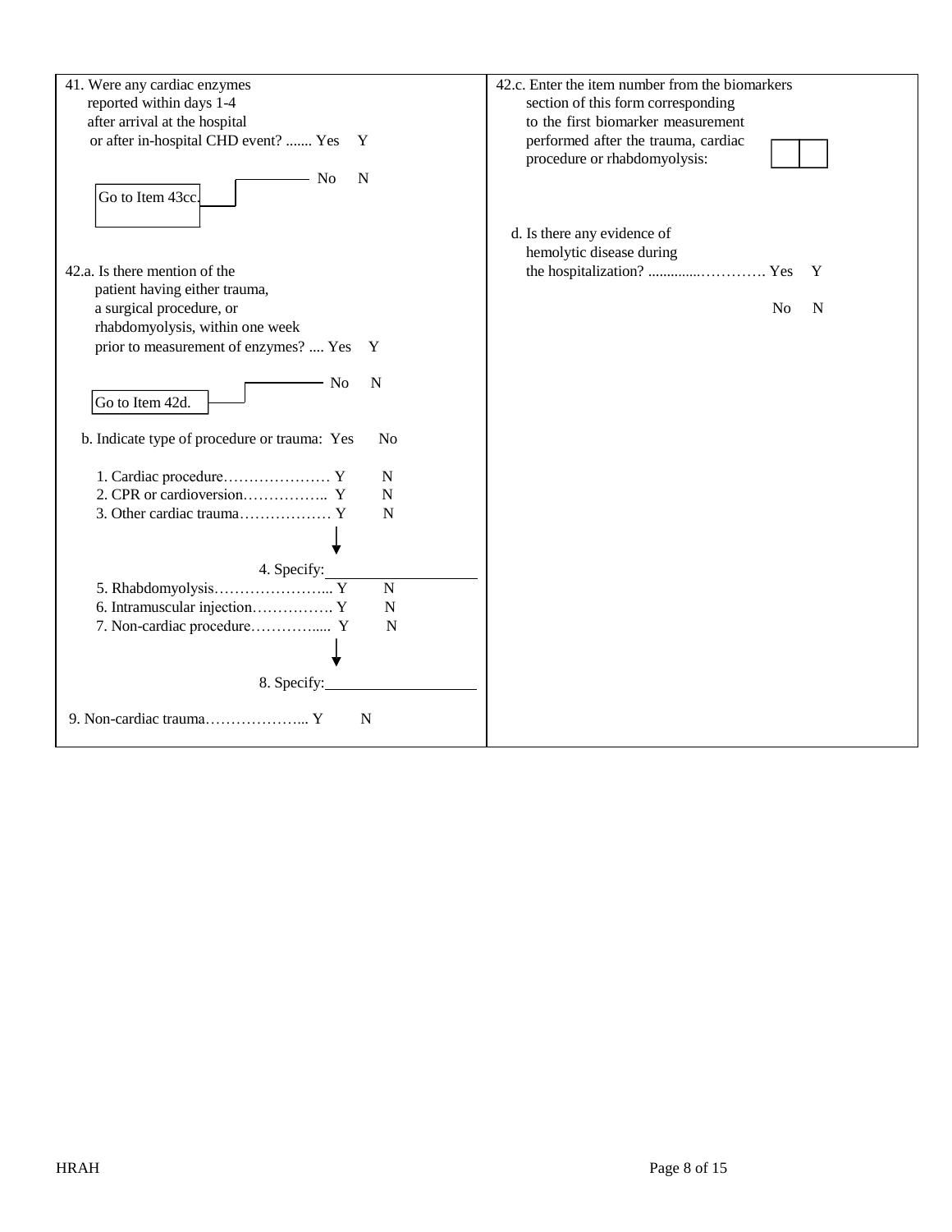41. Were any cardiac enzymes reported within days 1-4 after arrival at the hospital or after in-hospital CHD event? ....... Yes Y

No N → Go to Item 43cc.

42.a. Is there mention of the patient having either trauma, a surgical procedure, or rhabdomyolysis, within one week prior to measurement of enzymes? .... Yes Y

No N → Go to Item 42d.

b. Indicate type of procedure or trauma:

| | Yes | No |
|---|---|---|
| 1. Cardiac procedure………………… | Y | N |
| 2. CPR or cardioversion…………….. | Y | N |
| 3. Other cardiac trauma……………… | Y | N |

↓

4. Specify: ____________________

| | Yes | No |
|---|---|---|
| 5. Rhabdomyolysis…………………... | Y | N |
| 6. Intramuscular injection……………. | Y | N |
| 7. Non-cardiac procedure………….... | Y | N |

↓

8. Specify: ____________________

| | Yes | No |
|---|---|---|
| 9. Non-cardiac trauma………………... | Y | N |

42.c. Enter the item number from the biomarkers section of this form corresponding to the first biomarker measurement performed after the trauma, cardiac procedure or rhabdomyolysis: [ | ]

d. Is there any evidence of hemolytic disease during the hospitalization? .............…………. Yes Y

No N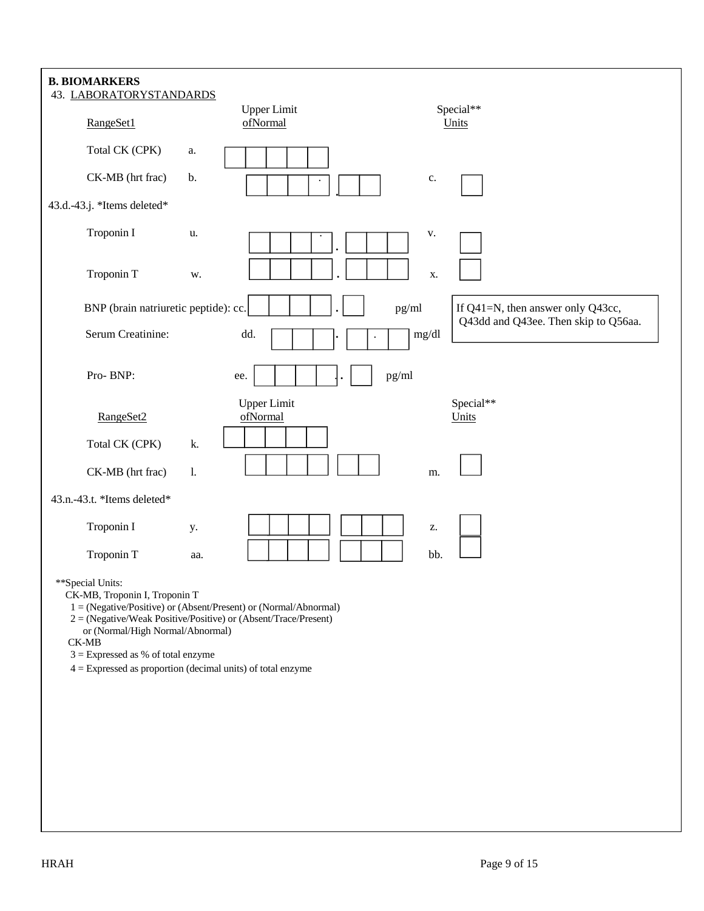**B. BIOMARKERS**

43. LABORATORYSTANDARDS

| RangeSet1 | | Upper Limit ofNormal | | Special** Units |
|---|---|---|---|---|
| Total CK (CPK) | a. | [ ][ ][ ][ ][ ] | | |
| CK-MB (hrt frac) | b. | [ ][ ][ ][ ] . [ ][ ] | c. | [ ] |

43.d.-43.j. *Items deleted*

| | | | | |
|---|---|---|---|---|
| Troponin I | u. | [ ][ ][ ][ ] . [ ][ ][ ] | v. | [ ] |
| Troponin T | w. | [ ][ ][ ][ ] . [ ][ ][ ] | x. | [ ] |

BNP (brain natriuretic peptide): cc. [ ][ ][ ][ ] . [ ] pg/ml

Serum Creatinine: dd. [ ][ ][ ] . [ ][ ] mg/dl

If Q41=N, then answer only Q43cc, Q43dd and Q43ee. Then skip to Q56aa.

Pro- BNP: ee. [ ][ ][ ][ ] . [ ] pg/ml

| RangeSet2 | | Upper Limit ofNormal | | Special** Units |
|---|---|---|---|---|
| Total CK (CPK) | k. | [ ][ ][ ][ ][ ] | | |
| CK-MB (hrt frac) | l. | [ ][ ][ ][ ][ ] [ ][ ] | m. | [ ] |

43.n.-43.t. *Items deleted*

| | | | | |
|---|---|---|---|---|
| Troponin I | y. | [ ][ ][ ][ ] [ ][ ][ ] | z. | [ ] |
| Troponin T | aa. | [ ][ ][ ][ ] [ ][ ][ ] | bb. | [ ] |

**Special Units:

CK-MB, Troponin I, Troponin T

1 = (Negative/Positive) or (Absent/Present) or (Normal/Abnormal)

2 = (Negative/Weak Positive/Positive) or (Absent/Trace/Present) or (Normal/High Normal/Abnormal)

CK-MB

3 = Expressed as % of total enzyme

4 = Expressed as proportion (decimal units) of total enzyme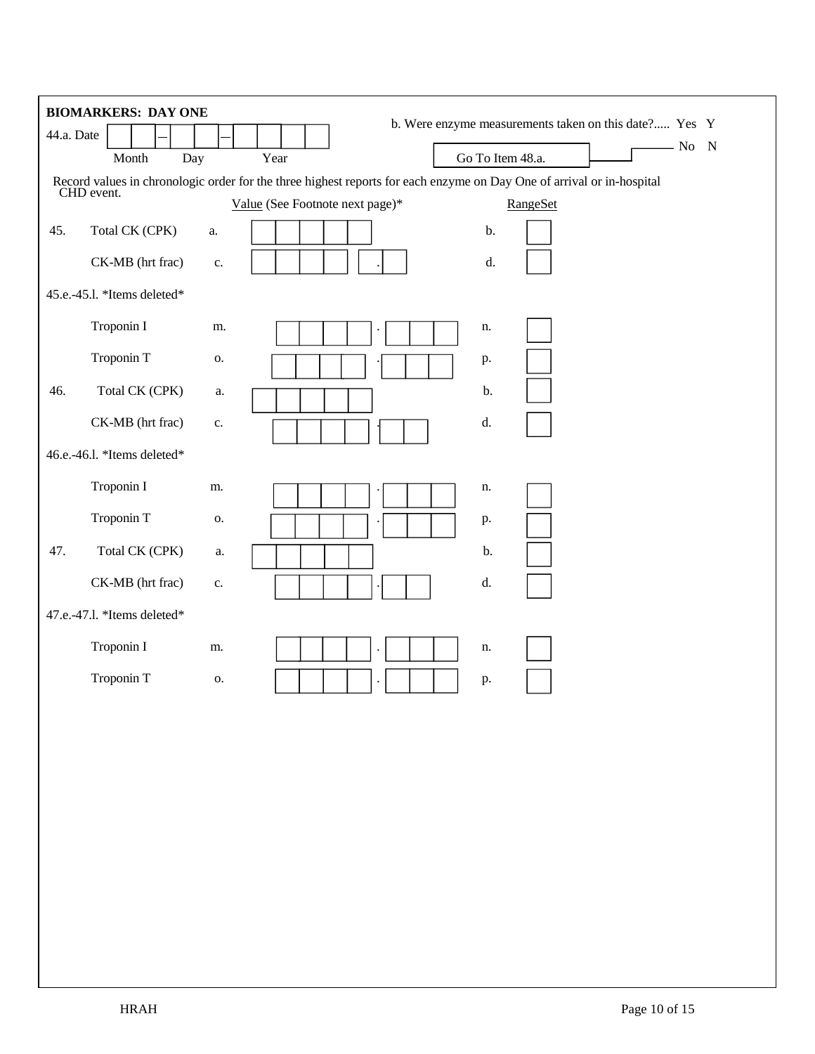**BIOMARKERS: DAY ONE**

44.a. Date [ ][ ] – [ ][ ] – [ ][ ][ ][ ]
Month Day Year

b. Were enzyme measurements taken on this date?..... Yes Y

No N → Go To Item 48.a.

Record values in chronologic order for the three highest reports for each enzyme on Day One of arrival or in-hospital CHD event.

| | | | Value (See Footnote next page)* | | RangeSet |
|---|---|---|---|---|---|
| 45. | Total CK (CPK) | a. | [ ][ ][ ][ ][ ] | b. | [ ] |
| | CK-MB (hrt frac) | c. | [ ][ ][ ][ ] . [ ] | d. | [ ] |
| 45.e.-45.l. *Items deleted* | | | | | |
| | Troponin I | m. | [ ][ ][ ][ ] . [ ][ ][ ] | n. | [ ] |
| | Troponin T | o. | [ ][ ][ ][ ] . [ ][ ][ ] | p. | [ ] |
| 46. | Total CK (CPK) | a. | [ ][ ][ ][ ][ ] | b. | [ ] |
| | CK-MB (hrt frac) | c. | [ ][ ][ ][ ] . [ ][ ] | d. | [ ] |
| 46.e.-46.l. *Items deleted* | | | | | |
| | Troponin I | m. | [ ][ ][ ][ ] . [ ][ ][ ] | n. | [ ] |
| | Troponin T | o. | [ ][ ][ ][ ] . [ ][ ][ ] | p. | [ ] |
| 47. | Total CK (CPK) | a. | [ ][ ][ ][ ][ ] | b. | [ ] |
| | CK-MB (hrt frac) | c. | [ ][ ][ ][ ] . [ ][ ] | d. | [ ] |
| 47.e.-47.l. *Items deleted* | | | | | |
| | Troponin I | m. | [ ][ ][ ][ ] . [ ][ ][ ] | n. | [ ] |
| | Troponin T | o. | [ ][ ][ ][ ] . [ ][ ][ ] | p. | [ ] |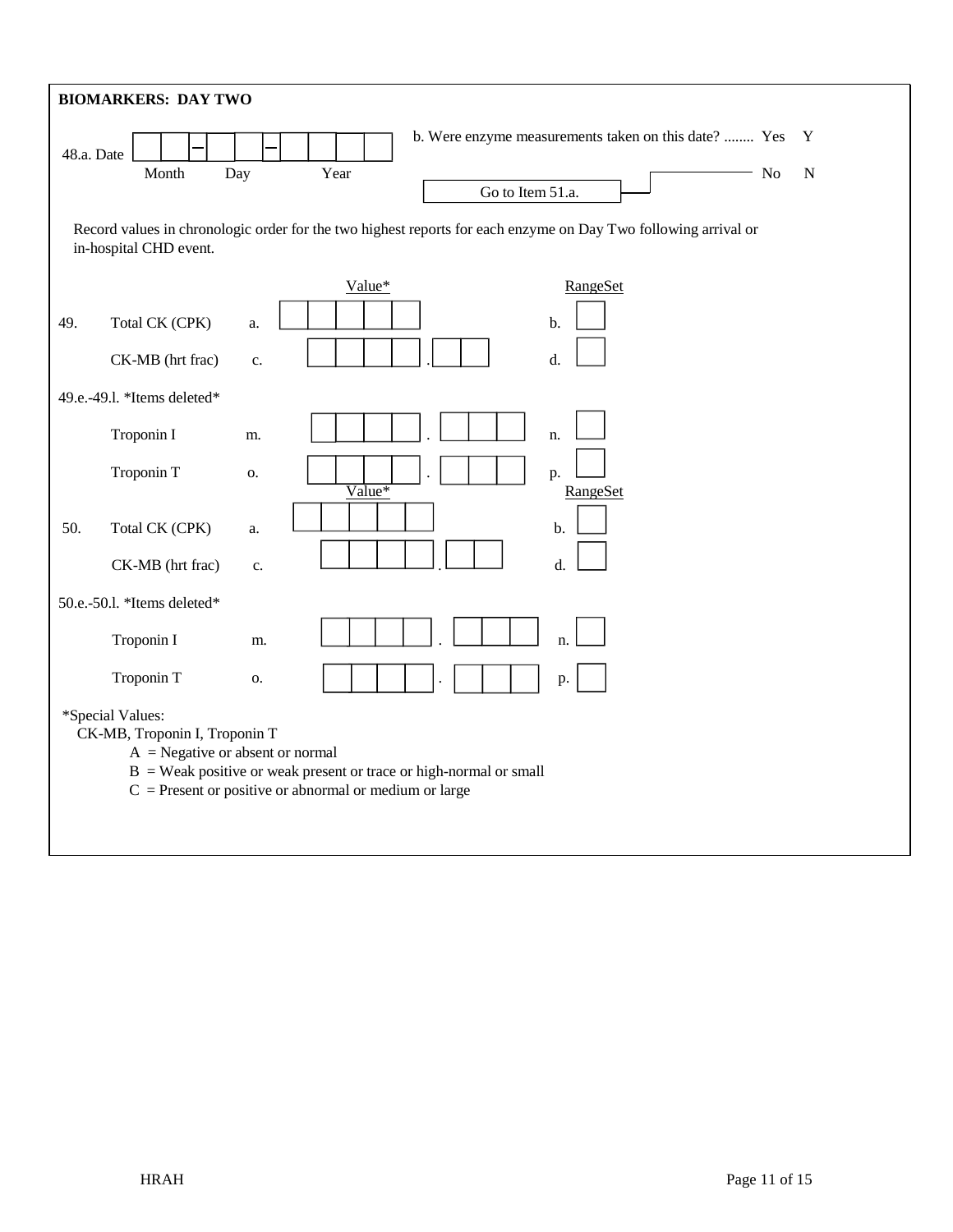## BIOMARKERS: DAY TWO

48.a. Date [ ][ ] – [ ][ ] – [ ][ ][ ][ ]
Month Day Year

b. Were enzyme measurements taken on this date? ........ Yes Y

No N → Go to Item 51.a.

Record values in chronologic order for the two highest reports for each enzyme on Day Two following arrival or in-hospital CHD event.

| | | | Value* | | RangeSet |
|---|---|---|---|---|---|
| 49. | Total CK (CPK) | a. | [ ][ ][ ][ ][ ] | b. | [ ] |
| | CK-MB (hrt frac) | c. | [ ][ ][ ][ ] . [ ][ ] | d. | [ ] |
| 49.e.-49.l. *Items deleted* | | | | | |
| | Troponin I | m. | [ ][ ][ ][ ] . [ ][ ][ ] | n. | [ ] |
| | Troponin T | o. | [ ][ ][ ][ ] . [ ][ ][ ] | p. | [ ] |

| | | | Value* | | RangeSet |
|---|---|---|---|---|---|
| 50. | Total CK (CPK) | a. | [ ][ ][ ][ ][ ] | b. | [ ] |
| | CK-MB (hrt frac) | c. | [ ][ ][ ][ ] . [ ][ ] | d. | [ ] |
| 50.e.-50.l. *Items deleted* | | | | | |
| | Troponin I | m. | [ ][ ][ ][ ] . [ ][ ][ ] | n. | [ ] |
| | Troponin T | o. | [ ][ ][ ][ ] . [ ][ ][ ] | p. | [ ] |

*Special Values:
CK-MB, Troponin I, Troponin T
- A = Negative or absent or normal
- B = Weak positive or weak present or trace or high-normal or small
- C = Present or positive or abnormal or medium or large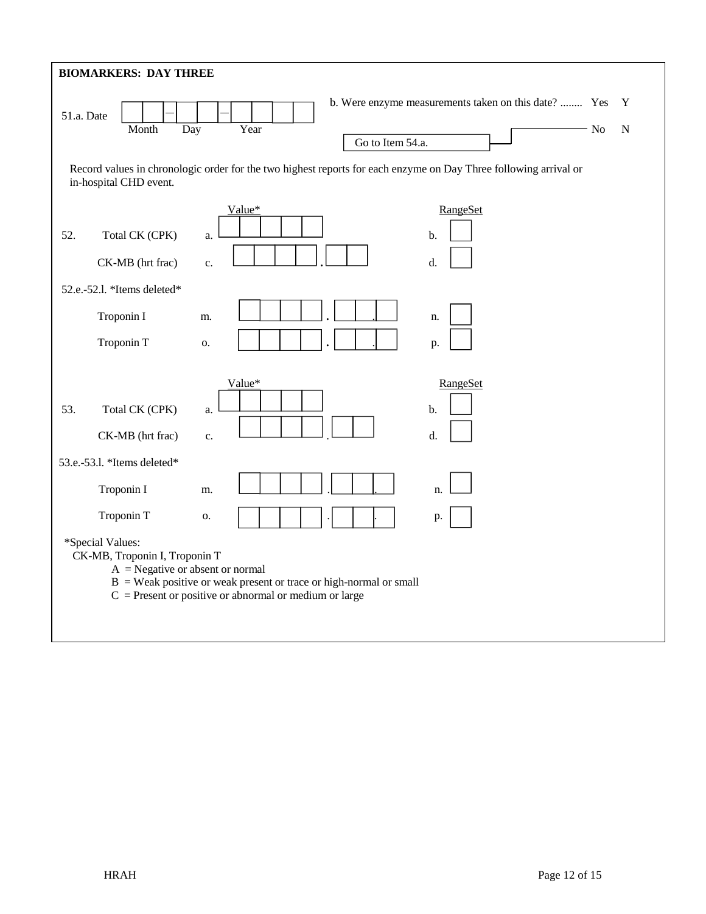## BIOMARKERS: DAY THREE

51.a. Date |__|__|-|__|__|-|__|__|__|__|
Month Day Year

b. Were enzyme measurements taken on this date? ........ Yes Y
No N → Go to Item 54.a.

Record values in chronologic order for the two highest reports for each enzyme on Day Three following arrival or in-hospital CHD event.

| | | | Value* | | RangeSet |
|---|---|---|---|---|---|
| 52. | Total CK (CPK) | a. | |__|__|__|__|__| | b. | |__| |
| | CK-MB (hrt frac) | c. | |__|__|__|__|.|__|__| | d. | |__| |

52.e.-52.l. *Items deleted*

| | | | | | |
|---|---|---|---|---|---|
| | Troponin I | m. | |__|__|__|__|.|__|__|__| | n. | |__| |
| | Troponin T | o. | |__|__|__|__|.|__|__|__| | p. | |__| |

| | | | Value* | | RangeSet |
|---|---|---|---|---|---|
| 53. | Total CK (CPK) | a. | |__|__|__|__|__| | b. | |__| |
| | CK-MB (hrt frac) | c. | |__|__|__|__|.|__|__| | d. | |__| |

53.e.-53.l. *Items deleted*

| | | | | | |
|---|---|---|---|---|---|
| | Troponin I | m. | |__|__|__|__|.|__|__|__| | n. | |__| |
| | Troponin T | o. | |__|__|__|__|.|__|__|__| | p. | |__| |

*Special Values:
CK-MB, Troponin I, Troponin T
- A = Negative or absent or normal
- B = Weak positive or weak present or trace or high-normal or small
- C = Present or positive or abnormal or medium or large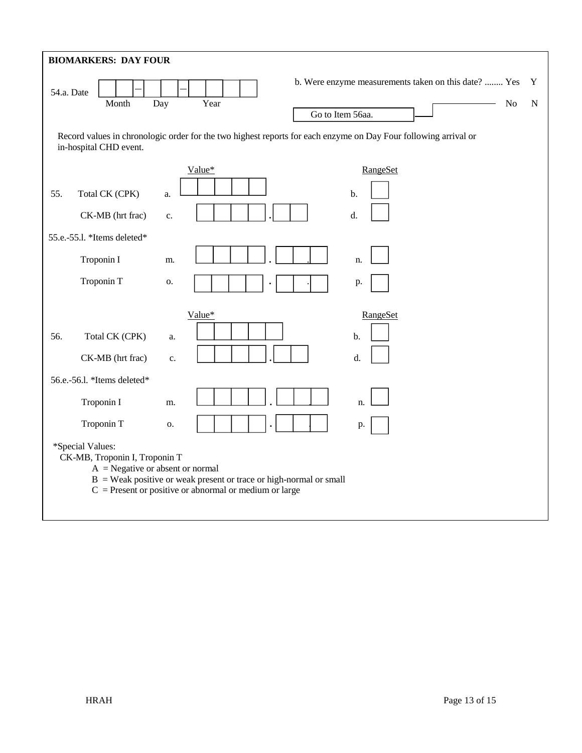**BIOMARKERS: DAY FOUR**

54.a. Date [ ][ ]–[ ][ ]–[ ][ ][ ][ ]
Month Day Year

b. Were enzyme measurements taken on this date? ........ Yes Y
No N → Go to Item 56aa.

Record values in chronologic order for the two highest reports for each enzyme on Day Four following arrival or in-hospital CHD event.

| | | | Value* | | RangeSet |
|---|---|---|---|---|---|
| 55. | Total CK (CPK) | a. | [ ][ ][ ][ ][ ] | b. | [ ] |
| | CK-MB (hrt frac) | c. | [ ][ ][ ][ ].[ ][ ] | d. | [ ] |
| 55.e.-55.l. *Items deleted* | | | | | |
| | Troponin I | m. | [ ][ ][ ][ ].[ ][ ][ ] | n. | [ ] |
| | Troponin T | o. | [ ][ ][ ][ ].[ ][ ][ ] | p. | [ ] |

| | | | Value* | | RangeSet |
|---|---|---|---|---|---|
| 56. | Total CK (CPK) | a. | [ ][ ][ ][ ][ ] | b. | [ ] |
| | CK-MB (hrt frac) | c. | [ ][ ][ ][ ].[ ][ ] | d. | [ ] |
| 56.e.-56.l. *Items deleted* | | | | | |
| | Troponin I | m. | [ ][ ][ ][ ].[ ][ ][ ] | n. | [ ] |
| | Troponin T | o. | [ ][ ][ ][ ].[ ][ ][ ] | p. | [ ] |

*Special Values:
CK-MB, Troponin I, Troponin T
- A = Negative or absent or normal
- B = Weak positive or weak present or trace or high-normal or small
- C = Present or positive or abnormal or medium or large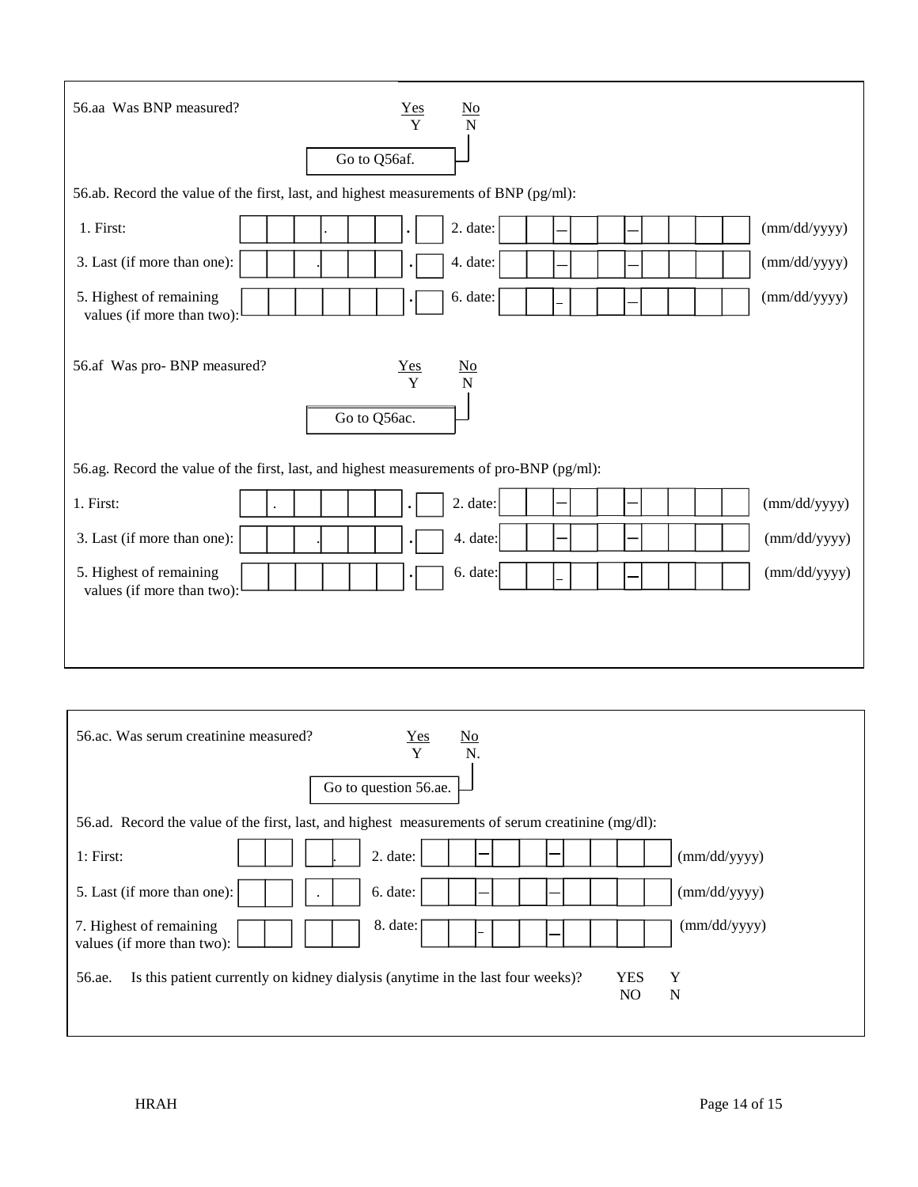56.aa Was BNP measured? Yes Y No N

Go to Q56af.

56.ab. Record the value of the first, last, and highest measurements of BNP (pg/ml):

1. First: [ ][ ][ ].[ ][ ][ ].[ ] 2. date: [ ][ ]–[ ][ ]–[ ][ ][ ][ ] (mm/dd/yyyy)

3. Last (if more than one): [ ][ ][ ].[ ][ ][ ].[ ] 4. date: [ ][ ]–[ ][ ]–[ ][ ][ ][ ] (mm/dd/yyyy)

5. Highest of remaining values (if more than two): [ ][ ][ ][ ][ ][ ].[ ] 6. date: [ ][ ]–[ ][ ]–[ ][ ][ ][ ] (mm/dd/yyyy)

56.af Was pro- BNP measured? Yes Y No N

Go to Q56ac.

56.ag. Record the value of the first, last, and highest measurements of pro-BNP (pg/ml):

1. First: [ ].[ ][ ][ ][ ][ ].[ ] 2. date: [ ][ ]–[ ][ ]–[ ][ ][ ][ ] (mm/dd/yyyy)

3. Last (if more than one): [ ][ ][ ].[ ][ ][ ].[ ] 4. date: [ ][ ]–[ ][ ]–[ ][ ][ ][ ] (mm/dd/yyyy)

5. Highest of remaining values (if more than two): [ ][ ][ ][ ][ ][ ].[ ] 6. date: [ ][ ]–[ ][ ]–[ ][ ][ ][ ] (mm/dd/yyyy)

56.ac. Was serum creatinine measured? Yes Y No N.

Go to question 56.ae.

56.ad. Record the value of the first, last, and highest measurements of serum creatinine (mg/dl):

1: First: [ ][ ] [ ].[ ] 2. date: [ ][ ]–[ ][ ]–[ ][ ][ ][ ] (mm/dd/yyyy)

5. Last (if more than one): [ ][ ] [ ].[ ] 6. date: [ ][ ]–[ ][ ]–[ ][ ][ ][ ] (mm/dd/yyyy)

7. Highest of remaining values (if more than two): [ ][ ] [ ][ ] 8. date: [ ][ ]–[ ][ ]–[ ][ ][ ][ ] (mm/dd/yyyy)

56.ae. Is this patient currently on kidney dialysis (anytime in the last four weeks)? YES Y NO N

HRAH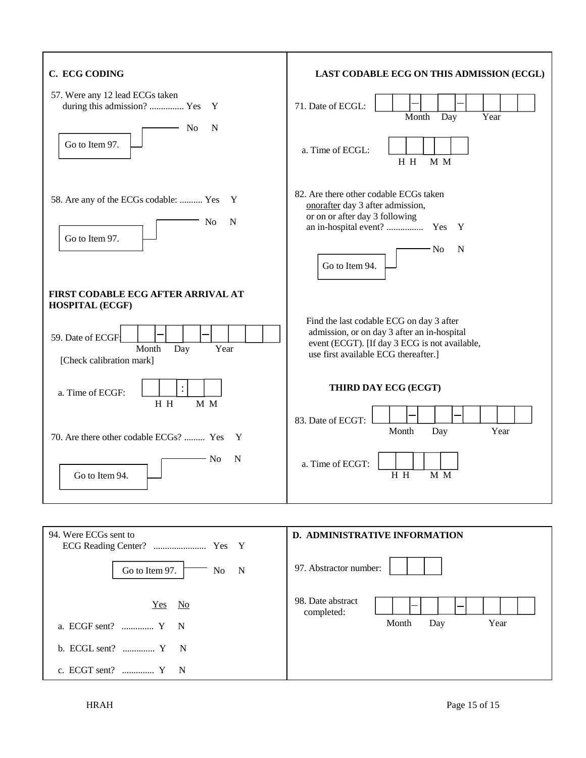## C. ECG CODING

57. Were any 12 lead ECGs taken during this admission? ............... Yes Y

Go to Item 97. — No N

58. Are any of the ECGs codable: .......... Yes Y

Go to Item 97. — No N

### FIRST CODABLE ECG AFTER ARRIVAL AT HOSPITAL (ECGF)

59. Date of ECGF: [ ][ ] – [ ][ ] – [ ][ ][ ][ ]
Month Day Year

[Check calibration mark]

a. Time of ECGF: [ ][ ] : [ ][ ]
H H M M

70. Are there other codable ECGs? ......... Yes Y

Go to Item 94. — No N

### LAST CODABLE ECG ON THIS ADMISSION (ECGL)

71. Date of ECGL: [ ][ ] – [ ][ ] – [ ][ ][ ][ ]
Month Day Year

a. Time of ECGL: [ ][ ] [ ][ ]
H H M M

82. Are there other codable ECGs taken onorafter day 3 after admission, or on or after day 3 following an in-hospital event? ................ Yes Y

Go to Item 94. — No N

Find the last codable ECG on day 3 after admission, or on day 3 after an in-hospital event (ECGT). [If day 3 ECG is not available, use first available ECG thereafter.]

### THIRD DAY ECG (ECGT)

83. Date of ECGT: [ ][ ] – [ ][ ] – [ ][ ][ ][ ]
Month Day Year

a. Time of ECGT: [ ][ ] [ ][ ]
H H M M

---

94. Were ECGs sent to ECG Reading Center? ....................... Yes Y

Go to Item 97. — No N

| | Yes | No |
|---|---|---|
| a. ECGF sent? .............. | Y | N |
| b. ECGL sent? .............. | Y | N |
| c. ECGT sent? .............. | Y | N |

## D. ADMINISTRATIVE INFORMATION

97. Abstractor number: [ ][ ][ ]

98. Date abstract completed: [ ][ ] – [ ][ ] – [ ][ ][ ][ ]
Month Day Year